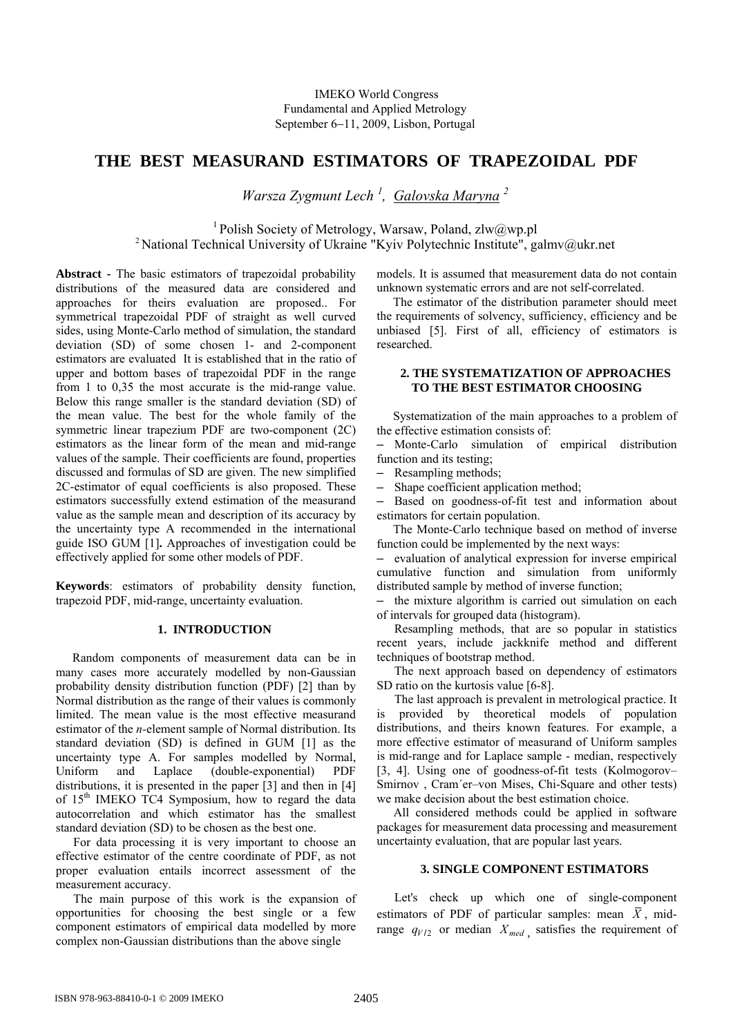IMEKO World Congress
Fundamental and Applied Metrology
September 6−11, 2009, Lisbon, Portugal

# THE BEST MEASURAND ESTIMATORS OF TRAPEZOIDAL PDF

*Warsza Zygmunt Lech* [1], *Galovska Maryna* [2]

[1] Polish Society of Metrology, Warsaw, Poland, zlw@wp.pl
[2] National Technical University of Ukraine "Kyiv Polytechnic Institute", galmv@ukr.net

**Abstract** - The basic estimators of trapezoidal probability distributions of the measured data are considered and approaches for theirs evaluation are proposed.. For symmetrical trapezoidal PDF of straight as well curved sides, using Monte-Carlo method of simulation, the standard deviation (SD) of some chosen 1- and 2-component estimators are evaluated It is established that in the ratio of upper and bottom bases of trapezoidal PDF in the range from 1 to 0,35 the most accurate is the mid-range value. Below this range smaller is the standard deviation (SD) of the mean value. The best for the whole family of the symmetric linear trapezium PDF are two-component (2C) estimators as the linear form of the mean and mid-range values of the sample. Their coefficients are found, properties discussed and formulas of SD are given. The new simplified 2C-estimator of equal coefficients is also proposed. These estimators successfully extend estimation of the measurand value as the sample mean and description of its accuracy by the uncertainty type A recommended in the international guide ISO GUM [1]**.** Approaches of investigation could be effectively applied for some other models of PDF.

**Keywords**: estimators of probability density function, trapezoid PDF, mid-range, uncertainty evaluation.

## 1. INTRODUCTION

Random components of measurement data can be in many cases more accurately modelled by non-Gaussian probability density distribution function (PDF) [2] than by Normal distribution as the range of their values is commonly limited. The mean value is the most effective measurand estimator of the *n*-element sample of Normal distribution. Its standard deviation (SD) is defined in GUM [1] as the uncertainty type A. For samples modelled by Normal, Uniform and Laplace (double-exponential) PDF distributions, it is presented in the paper [3] and then in [4] of 15th IMEKO TC4 Symposium, how to regard the data autocorrelation and which estimator has the smallest standard deviation (SD) to be chosen as the best one.

For data processing it is very important to choose an effective estimator of the centre coordinate of PDF, as not proper evaluation entails incorrect assessment of the measurement accuracy.

The main purpose of this work is the expansion of opportunities for choosing the best single or a few component estimators of empirical data modelled by more complex non-Gaussian distributions than the above single models. It is assumed that measurement data do not contain unknown systematic errors and are not self-correlated.

The estimator of the distribution parameter should meet the requirements of solvency, sufficiency, efficiency and be unbiased [5]. First of all, efficiency of estimators is researched.

## 2. THE SYSTEMATIZATION OF APPROACHES TO THE BEST ESTIMATOR CHOOSING

Systematization of the main approaches to a problem of the effective estimation consists of:

- Monte-Carlo simulation of empirical distribution function and its testing;
- Resampling methods;
- Shape coefficient application method;
- Based on goodness-of-fit test and information about estimators for certain population.

The Monte-Carlo technique based on method of inverse function could be implemented by the next ways:

- evaluation of analytical expression for inverse empirical cumulative function and simulation from uniformly distributed sample by method of inverse function;
- the mixture algorithm is carried out simulation on each of intervals for grouped data (histogram).

Resampling methods, that are so popular in statistics recent years, include jackknife method and different techniques of bootstrap method.

The next approach based on dependency of estimators SD ratio on the kurtosis value [6-8].

The last approach is prevalent in metrological practice. It is provided by theoretical models of population distributions, and theirs known features. For example, a more effective estimator of measurand of Uniform samples is mid-range and for Laplace sample - median, respectively [3, 4]. Using one of goodness-of-fit tests (Kolmogorov–Smirnov , Cram´er–von Mises, Chi-Square and other tests) we make decision about the best estimation choice.

All considered methods could be applied in software packages for measurement data processing and measurement uncertainty evaluation, that are popular last years.

## 3. SINGLE COMPONENT ESTIMATORS

Let's check up which one of single-component estimators of PDF of particular samples: mean $\overline{X}$, mid-range $q_{V/2}$ or median $X_{med}$, satisfies the requirement of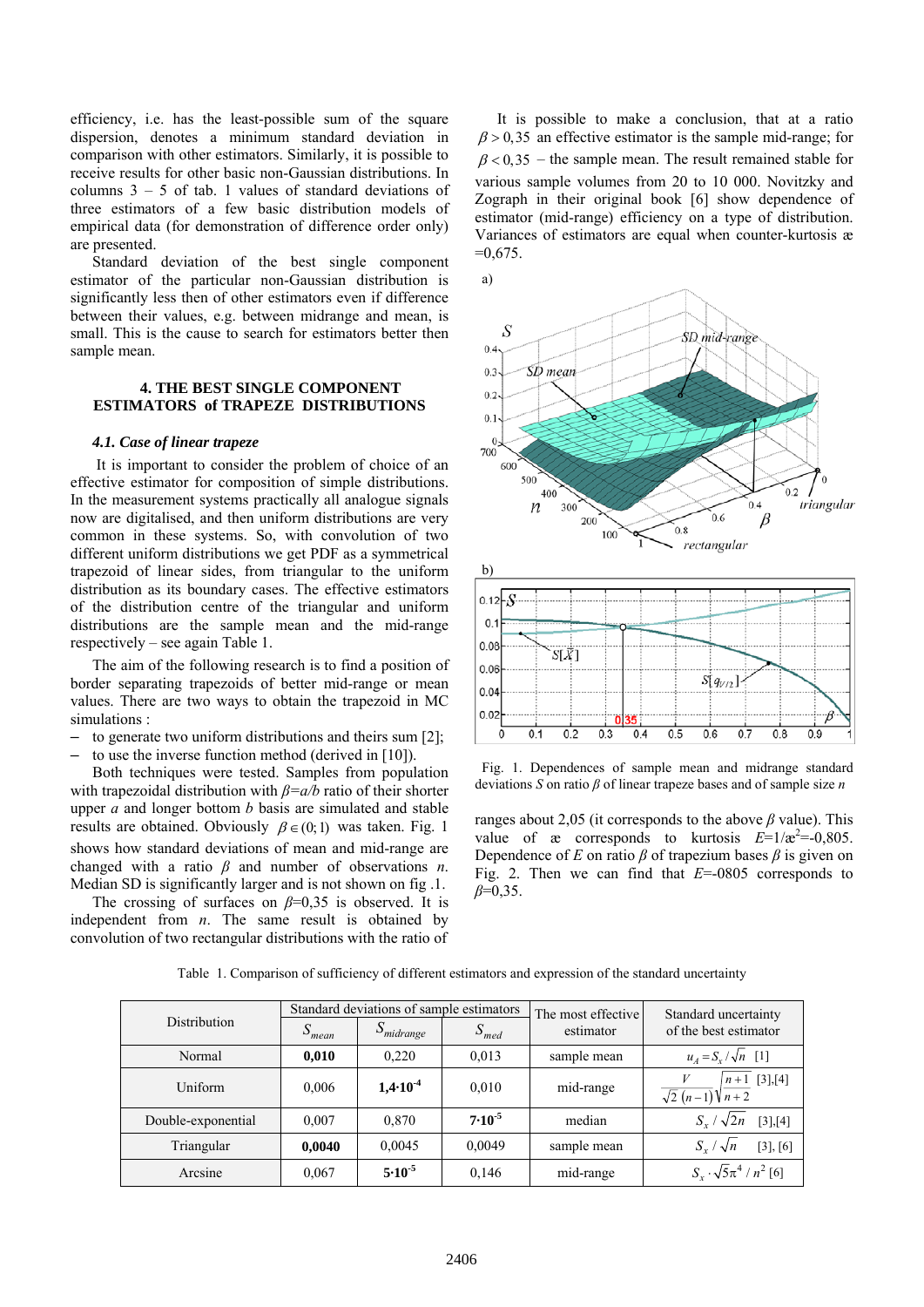efficiency, i.e. has the least-possible sum of the square dispersion, denotes a minimum standard deviation in comparison with other estimators. Similarly, it is possible to receive results for other basic non-Gaussian distributions. In columns 3 – 5 of tab. 1 values of standard deviations of three estimators of a few basic distribution models of empirical data (for demonstration of difference order only) are presented.

Standard deviation of the best single component estimator of the particular non-Gaussian distribution is significantly less then of other estimators even if difference between their values, e.g. between midrange and mean, is small. This is the cause to search for estimators better then sample mean.

## 4. THE BEST SINGLE COMPONENT ESTIMATORS of TRAPEZE DISTRIBUTIONS

### *4.1. Case of linear trapeze*

It is important to consider the problem of choice of an effective estimator for composition of simple distributions. In the measurement systems practically all analogue signals now are digitalised, and then uniform distributions are very common in these systems. So, with convolution of two different uniform distributions we get PDF as a symmetrical trapezoid of linear sides, from triangular to the uniform distribution as its boundary cases. The effective estimators of the distribution centre of the triangular and uniform distributions are the sample mean and the mid-range respectively – see again Table 1.

The aim of the following research is to find a position of border separating trapezoids of better mid-range or mean values. There are two ways to obtain the trapezoid in MC simulations :

– to generate two uniform distributions and theirs sum [2];
– to use the inverse function method (derived in [10]).

Both techniques were tested. Samples from population with trapezoidal distribution with $\beta=a/b$ ratio of their shorter upper $a$ and longer bottom $b$ basis are simulated and stable results are obtained. Obviously $\beta \in (0;1)$ was taken. Fig. 1 shows how standard deviations of mean and mid-range are changed with a ratio $\beta$ and number of observations $n$. Median SD is significantly larger and is not shown on fig .1.

The crossing of surfaces on $\beta$=0,35 is observed. It is independent from $n$. The same result is obtained by convolution of two rectangular distributions with the ratio of

It is possible to make a conclusion, that at a ratio $\beta > 0,35$ an effective estimator is the sample mid-range; for $\beta < 0,35$ – the sample mean. The result remained stable for various sample volumes from 20 to 10 000. Novitzky and Zograph in their original book [6] show dependence of estimator (mid-range) efficiency on a type of distribution. Variances of estimators are equal when counter-kurtosis æ =0,675.

Fig. 1. Dependences of sample mean and midrange standard deviations $S$ on ratio $\beta$ of linear trapeze bases and of sample size $n$

ranges about 2,05 (it corresponds to the above $\beta$ value). This value of æ corresponds to kurtosis $E$=1/æ$^2$=-0,805. Dependence of $E$ on ratio $\beta$ of trapezium bases $\beta$ is given on Fig. 2. Then we can find that $E$=-0805 corresponds to $\beta$=0,35.

Table 1. Comparison of sufficiency of different estimators and expression of the standard uncertainty

| Distribution | Standard deviations of sample estimators | | | The most effective estimator | Standard uncertainty of the best estimator |
|---|---|---|---|---|---|
| | $S_{mean}$ | $S_{midrange}$ | $S_{med}$ | | |
| Normal | **0,010** | 0,220 | 0,013 | sample mean | $u_A = S_x/\sqrt{n}$ [1] |
| Uniform | 0,006 | **1,4·10$^{-4}$** | 0,010 | mid-range | $\frac{V}{\sqrt{2}\,(n-1)}\sqrt{\frac{n+1}{n+2}}$ [3],[4] |
| Double-exponential | 0,007 | 0,870 | **7·10$^{-5}$** | median | $S_x/\sqrt{2n}$ [3],[4] |
| Triangular | **0,0040** | 0,0045 | 0,0049 | sample mean | $S_x/\sqrt{n}$ [3], [6] |
| Arcsine | 0,067 | **5·10$^{-5}$** | 0,146 | mid-range | $S_x \cdot \sqrt{5}\pi^4/n^2$ [6] |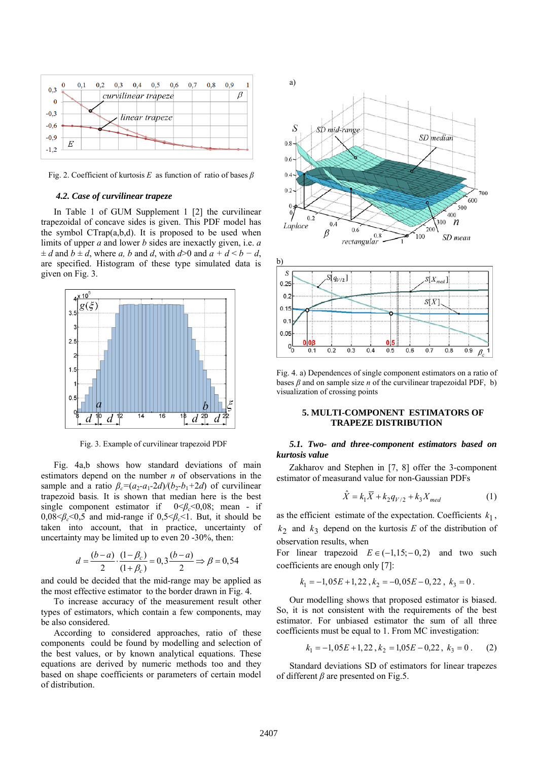Fig. 2. Coefficient of kurtosis $E$ as function of ratio of bases $\beta$

### 4.2. Case of curvilinear trapeze

In Table 1 of GUM Supplement 1 [2] the curvilinear trapezoidal of concave sides is given. This PDF model has the symbol CTrap(a,b,d). It is proposed to be used when limits of upper $a$ and lower $b$ sides are inexactly given, i.e. $a \pm d$ and $b \pm d$, where $a$, $b$ and $d$, with $d$>0 and $a + d < b - d$, are specified. Histogram of these type simulated data is given on Fig. 3.

Fig. 3. Example of curvilinear trapezoid PDF

Fig. 4a,b shows how standard deviations of main estimators depend on the number $n$ of observations in the sample and a ratio $\beta_c=(a_2-a_1-2d)/(b_2-b_1+2d)$ of curvilinear trapezoid basis. It is shown that median here is the best single component estimator if $0<\beta_c<0{,}08$; mean - if $0{,}08<\beta_c<0{,}5$ and mid-range if $0{,}5<\beta_c<1$. But, it should be taken into account, that in practice, uncertainty of uncertainty may be limited up to even 20 -30%, then:

$$d = \frac{(b-a)}{2} \cdot \frac{(1-\beta_c)}{(1+\beta_c)} = 0{,}3\frac{(b-a)}{2} \Rightarrow \beta = 0{,}54$$

and could be decided that the mid-range may be applied as the most effective estimator to the border drawn in Fig. 4.

To increase accuracy of the measurement result other types of estimators, which contain a few components, may be also considered.

According to considered approaches, ratio of these components could be found by modelling and selection of the best values, or by known analytical equations. These equations are derived by numeric methods too and they based on shape coefficients or parameters of certain model of distribution.

Fig. 4. a) Dependences of single component estimators on a ratio of bases $\beta$ and on sample size $n$ of the curvilinear trapezoidal PDF, b) visualization of crossing points

## 5. MULTI-COMPONENT ESTIMATORS OF TRAPEZE DISTRIBUTION

### 5.1. Two- and three-component estimators based on kurtosis value

Zakharov and Stephen in [7, 8] offer the 3-component estimator of measurand value for non-Gaussian PDFs

$$\hat{X} = k_1\bar{X} + k_2 q_{V/2} + k_3 X_{med} \qquad (1)$$

as the efficient estimate of the expectation. Coefficients $k_1$, $k_2$ and $k_3$ depend on the kurtosis $E$ of the distribution of observation results, when

For linear trapezoid $E \in (-1{,}15; -0{,}2)$ and two such coefficients are enough only [7]:

$$k_1 = -1{,}05E + 1{,}22\,,\; k_2 = -0{,}05E - 0{,}22\,,\; k_3 = 0\,.$$

Our modelling shows that proposed estimator is biased. So, it is not consistent with the requirements of the best estimator. For unbiased estimator the sum of all three coefficients must be equal to 1. From MC investigation:

$$k_1 = -1{,}05E + 1{,}22\,,\; k_2 = 1{,}05E - 0{,}22\,,\; k_3 = 0\,. \qquad (2)$$

Standard deviations SD of estimators for linear trapezes of different $\beta$ are presented on Fig.5.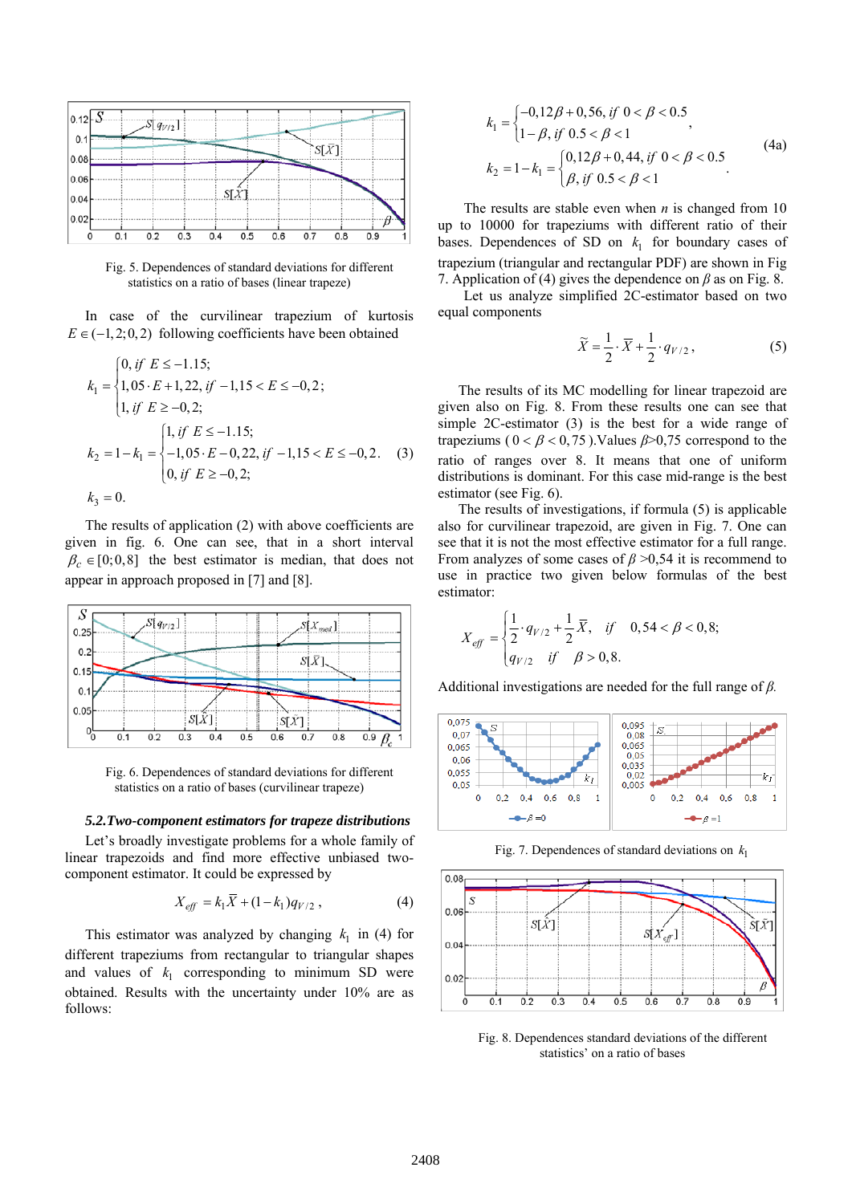Fig. 5. Dependences of standard deviations for different statistics on a ratio of bases (linear trapeze)

In case of the curvilinear trapezium of kurtosis $E \in (-1,2;0,2)$ following coefficients have been obtained

$$k_1 = \begin{cases} 0, \text{ if } E \le -1.15; \\ 1,05 \cdot E + 1,22, \text{ if } -1,15 < E \le -0,2; \\ 1, \text{ if } E \ge -0,2; \end{cases}$$

$$k_2 = 1 - k_1 = \begin{cases} 1, \text{ if } E \le -1.15; \\ -1,05 \cdot E - 0,22, \text{ if } -1,15 < E \le -0,2. \\ 0, \text{ if } E \ge -0,2; \end{cases} \quad (3)$$

$$k_3 = 0.$$

The results of application (2) with above coefficients are given in fig. 6. One can see, that in a short interval $\beta_c \in [0;0,8]$ the best estimator is median, that does not appear in approach proposed in [7] and [8].

Fig. 6. Dependences of standard deviations for different statistics on a ratio of bases (curvilinear trapeze)

### *5.2.Two-component estimators for trapeze distributions*

Let's broadly investigate problems for a whole family of linear trapezoids and find more effective unbiased two-component estimator. It could be expressed by

$$X_{eff} = k_1 \bar{X} + (1 - k_1) q_{V/2}, \quad (4)$$

This estimator was analyzed by changing $k_1$ in (4) for different trapeziums from rectangular to triangular shapes and values of $k_1$ corresponding to minimum SD were obtained. Results with the uncertainty under 10% are as follows:

$$k_1 = \begin{cases} -0,12\beta + 0,56, \text{ if } 0 < \beta < 0.5 \\ 1 - \beta, \text{ if } 0.5 < \beta < 1 \end{cases},$$

$$k_2 = 1 - k_1 = \begin{cases} 0,12\beta + 0,44, \text{ if } 0 < \beta < 0.5 \\ \beta, \text{ if } 0.5 < \beta < 1 \end{cases}. \quad (4a)$$

The results are stable even when $n$ is changed from 10 up to 10000 for trapeziums with different ratio of their bases. Dependences of SD on $k_1$ for boundary cases of trapezium (triangular and rectangular PDF) are shown in Fig 7. Application of (4) gives the dependence on $\beta$ as on Fig. 8.

Let us analyze simplified 2C-estimator based on two equal components

$$\tilde{X} = \frac{1}{2} \cdot \bar{X} + \frac{1}{2} \cdot q_{V/2}, \quad (5)$$

The results of its MC modelling for linear trapezoid are given also on Fig. 8. From these results one can see that simple 2C-estimator (3) is the best for a wide range of trapeziums ($0 < \beta < 0,75$).Values $\beta$>0,75 correspond to the ratio of ranges over 8. It means that one of uniform distributions is dominant. For this case mid-range is the best estimator (see Fig. 6).

The results of investigations, if formula (5) is applicable also for curvilinear trapezoid, are given in Fig. 7. One can see that it is not the most effective estimator for a full range. From analyzes of some cases of $\beta$ >0,54 it is recommend to use in practice two given below formulas of the best estimator:

$$X_{eff} = \begin{cases} \frac{1}{2} \cdot q_{V/2} + \frac{1}{2} \bar{X}, & \text{if} \quad 0,54 < \beta < 0,8; \\ q_{V/2} & \text{if} \quad \beta > 0,8. \end{cases}$$

Additional investigations are needed for the full range of $\beta$.

Fig. 7. Dependences of standard deviations on $k_1$

Fig. 8. Dependences standard deviations of the different statistics' on a ratio of bases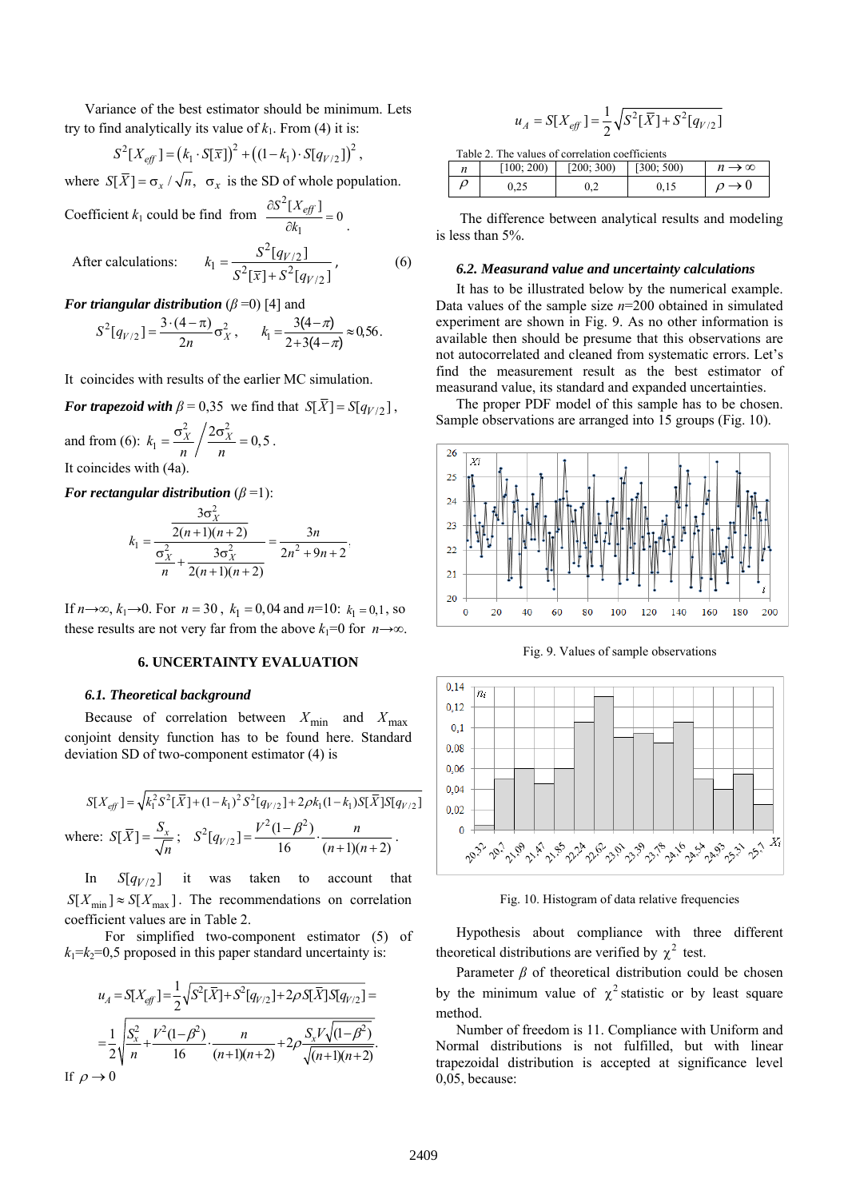Variance of the best estimator should be minimum. Lets try to find analytically its value of $k_1$. From (4) it is:

$$S^2[X_{eff}] = \left(k_1 \cdot S[\overline{x}]\right)^2 + \left((1-k_1)\cdot S[q_{V/2}]\right)^2,$$

where $S[\overline{X}] = \sigma_x / \sqrt{n}$, $\sigma_x$ is the SD of whole population.

Coefficient $k_1$ could be find from $\dfrac{\partial S^2[X_{eff}]}{\partial k_1} = 0$.

After calculations:

$$k_1 = \frac{S^2[q_{V/2}]}{S^2[\overline{x}] + S^2[q_{V/2}]}, \qquad (6)$$

***For triangular distribution*** ($\beta$ =0) [4] and

$$S^2[q_{V/2}] = \frac{3\cdot(4-\pi)}{2n}\sigma_X^2, \qquad k_1 = \frac{3(4-\pi)}{2+3(4-\pi)} \approx 0{,}56.$$

It coincides with results of the earlier MC simulation.

***For trapezoid with*** $\beta = 0{,}35$ we find that $S[\overline{X}] = S[q_{V/2}]$,

and from (6): $k_1 = \dfrac{\sigma_X^2}{n} \Big/ \dfrac{2\sigma_X^2}{n} = 0{,}5$.

It coincides with (4a).

***For rectangular distribution*** ($\beta$ =1):

$$k_1 = \frac{\dfrac{3\sigma_X^2}{2(n+1)(n+2)}}{\dfrac{\sigma_X^2}{n} + \dfrac{3\sigma_X^2}{2(n+1)(n+2)}} = \frac{3n}{2n^2+9n+2}.$$

If $n\to\infty$, $k_1\to 0$. For $n = 30$, $k_1 = 0{,}04$ and $n$=10: $k_1 = 0{,}1$, so these results are not very far from the above $k_1$=0 for $n\to\infty$.

## 6. UNCERTAINTY EVALUATION

### *6.1. Theoretical background*

Because of correlation between $X_{\min}$ and $X_{\max}$ conjoint density function has to be found here. Standard deviation SD of two-component estimator (4) is

$$S[X_{eff}] = \sqrt{k_1^2 S^2[\overline{X}] + (1-k_1)^2 S^2[q_{V/2}] + 2\rho k_1 (1-k_1) S[\overline{X}] S[q_{V/2}]}$$

where: $S[\overline{X}] = \dfrac{S_x}{\sqrt{n}}$; $\quad S^2[q_{V/2}] = \dfrac{V^2(1-\beta^2)}{16}\cdot\dfrac{n}{(n+1)(n+2)}$.

In $S[q_{V/2}]$ it was taken to account that $S[X_{\min}] \approx S[X_{\max}]$. The recommendations on correlation coefficient values are in Table 2.

For simplified two-component estimator (5) of $k_1$=$k_2$=0,5 proposed in this paper standard uncertainty is:

$$u_A = S[X_{eff}] = \frac{1}{2}\sqrt{S^2[\overline{X}] + S^2[q_{V/2}] + 2\rho S[\overline{X}] S[q_{V/2}]} =$$

$$= \frac{1}{2}\sqrt{\frac{S_x^2}{n} + \frac{V^2(1-\beta^2)}{16}\cdot\frac{n}{(n+1)(n+2)} + 2\rho\frac{S_x V\sqrt{(1-\beta^2)}}{\sqrt{(n+1)(n+2)}}}.$$

If $\rho \to 0$

$$u_A = S[X_{eff}] = \frac{1}{2}\sqrt{S^2[\overline{X}] + S^2[q_{V/2}]}$$

Table 2. The values of correlation coefficients

| $n$ | [100; 200) | [200; 300) | [300; 500) | $n\to\infty$ |
|---|---|---|---|---|
| $\rho$ | 0,25 | 0,2 | 0,15 | $\rho\to 0$ |

The difference between analytical results and modeling is less than 5%.

### *6.2. Measurand value and uncertainty calculations*

It has to be illustrated below by the numerical example. Data values of the sample size $n$=200 obtained in simulated experiment are shown in Fig. 9. As no other information is available then should be presume that this observations are not autocorrelated and cleaned from systematic errors. Let's find the measurement result as the best estimator of measurand value, its standard and expanded uncertainties.

The proper PDF model of this sample has to be chosen. Sample observations are arranged into 15 groups (Fig. 10).

Fig. 9. Values of sample observations

Fig. 10. Histogram of data relative frequencies

Hypothesis about compliance with three different theoretical distributions are verified by $\chi^2$ test.

Parameter $\beta$ of theoretical distribution could be chosen by the minimum value of $\chi^2$ statistic or by least square method.

Number of freedom is 11. Compliance with Uniform and Normal distributions is not fulfilled, but with linear trapezoidal distribution is accepted at significance level 0,05, because: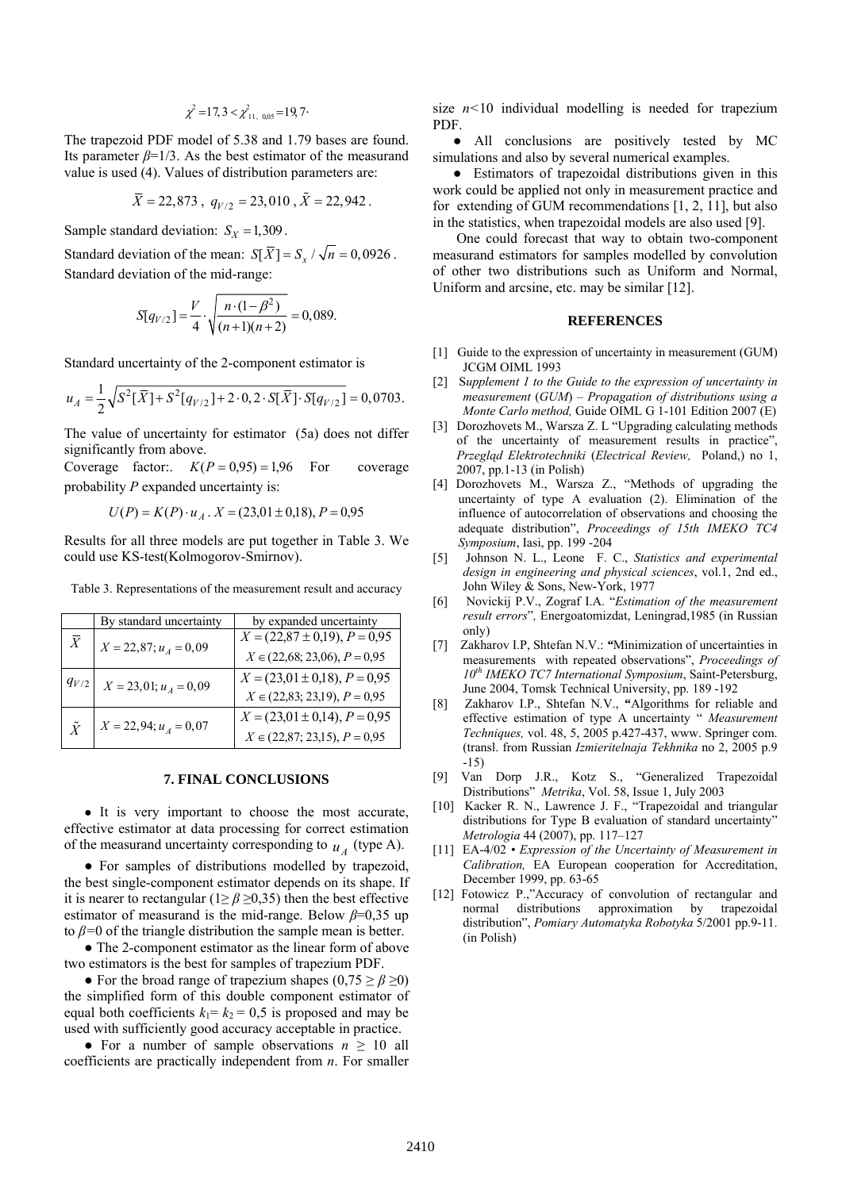$$\chi^2 = 17,3 < \chi^2_{11,\ 0,05} = 19,7 \cdot$$

The trapezoid PDF model of 5.38 and 1.79 bases are found. Its parameter $\beta$=1/3. As the best estimator of the measurand value is used (4). Values of distribution parameters are:

$$\bar{X} = 22,873\ ,\ q_{V/2} = 23,010\ ,\ \tilde{X} = 22,942\ .$$

Sample standard deviation: $S_X = 1,309$.

Standard deviation of the mean: $S[\bar{X}] = S_x / \sqrt{n} = 0,0926$.

Standard deviation of the mid-range:

$$S[q_{V/2}] = \frac{V}{4} \cdot \sqrt{\frac{n \cdot (1-\beta^2)}{(n+1)(n+2)}} = 0,089.$$

Standard uncertainty of the 2-component estimator is

$$u_A = \frac{1}{2}\sqrt{S^2[\bar{X}] + S^2[q_{V/2}] + 2 \cdot 0,2 \cdot S[\bar{X}] \cdot S[q_{V/2}]} = 0,0703.$$

The value of uncertainty for estimator (5a) does not differ significantly from above.

Coverage factor:. $K(P = 0,95) = 1,96$ For coverage probability $P$ expanded uncertainty is:

$$U(P) = K(P) \cdot u_A\ .\ X = (23,01 \pm 0,18),\ P = 0,95$$

Results for all three models are put together in Table 3. We could use KS-test(Kolmogorov-Smirnov).

Table 3. Representations of the measurement result and accuracy

| | By standard uncertainty | by expanded uncertainty |
|---|---|---|
| $\bar{X}$ | $X = 22,87; u_A = 0,09$ | $X = (22,87 \pm 0,19),\ P = 0,95$ <br> $X \in (22,68;\ 23,06),\ P = 0,95$ |
| $q_{V/2}$ | $X = 23,01; u_A = 0,09$ | $X = (23,01 \pm 0,18),\ P = 0,95$ <br> $X \in (22,83;\ 23,19),\ P = 0,95$ |
| $\tilde{X}$ | $X = 22,94; u_A = 0,07$ | $X = (23,01 \pm 0,14),\ P = 0,95$ <br> $X \in (22,87;\ 23,15),\ P = 0,95$ |

## 7. FINAL CONCLUSIONS

- It is very important to choose the most accurate, effective estimator at data processing for correct estimation of the measurand uncertainty corresponding to $u_A$ (type A).
- For samples of distributions modelled by trapezoid, the best single-component estimator depends on its shape. If it is nearer to rectangular ($1 \geq \beta \geq 0,35$) then the best effective estimator of measurand is the mid-range. Below $\beta$=0,35 up to $\beta$=0 of the triangle distribution the sample mean is better.
- The 2-component estimator as the linear form of above two estimators is the best for samples of trapezium PDF.
- For the broad range of trapezium shapes ($0,75 \geq \beta \geq 0$) the simplified form of this double component estimator of equal both coefficients $k_1 = k_2 = 0,5$ is proposed and may be used with sufficiently good accuracy acceptable in practice.
- For a number of sample observations $n \geq 10$ all coefficients are practically independent from $n$. For smaller size $n$<10 individual modelling is needed for trapezium PDF.
- All conclusions are positively tested by MC simulations and also by several numerical examples.
- Estimators of trapezoidal distributions given in this work could be applied not only in measurement practice and for extending of GUM recommendations [1, 2, 11], but also in the statistics, when trapezoidal models are also used [9].

One could forecast that way to obtain two-component measurand estimators for samples modelled by convolution of other two distributions such as Uniform and Normal, Uniform and arcsine, etc. may be similar [12].

## REFERENCES

[1] Guide to the expression of uncertainty in measurement (GUM) JCGM OIML 1993

[2] S*upplement 1 to the Guide to the expression of uncertainty in measurement* (*GUM*) *– Propagation of distributions using a Monte Carlo method,* Guide OIML G 1-101 Edition 2007 (E)

[3] Dorozhovets M., Warsza Z. L "Upgrading calculating methods of the uncertainty of measurement results in practice", *Przegląd Elektrotechniki* (*Electrical Review,* Poland,) no 1, 2007, pp.1-13 (in Polish)

[4] Dorozhovets M., Warsza Z., "Methods of upgrading the uncertainty of type A evaluation (2). Elimination of the influence of autocorrelation of observations and choosing the adequate distribution", *Proceedings of 15th IMEKO TC4 Symposium*, Iasi, pp. 199 -204

[5] Johnson N. L., Leone F. C., *Statistics and experimental design in engineering and physical sciences*, vol.1, 2nd ed., John Wiley & Sons, New-York, 1977

[6] Novickij P.V., Zograf I.A. "*Estimation of the measurement result errors*", Energoatomizdat, Leningrad,1985 (in Russian only)

[7] Zakharov I.P, Shtefan N.V.: **"**Minimization of uncertainties in measurements with repeated observations", *Proceedings of 10th IMEKO TC7 International Symposium*, Saint-Petersburg, June 2004, Tomsk Technical University, pp. 189 -192

[8] Zakharov I.P., Shtefan N.V., **"**Algorithms for reliable and effective estimation of type A uncertainty " *Measurement Techniques,* vol. 48, 5, 2005 p.427-437, www. Springer com. (transl. from Russian *Izmieritelnaja Tekhnika* no 2, 2005 p.9 -15)

[9] Van Dorp J.R., Kotz S., "Generalized Trapezoidal Distributions" *Metrika*, Vol. 58, Issue 1, July 2003

[10] Kacker R. N., Lawrence J. F., "Trapezoidal and triangular distributions for Type B evaluation of standard uncertainty" *Metrologia* 44 (2007), pp. 117–127

[11] EA-4/02 • *Expression of the Uncertainty of Measurement in Calibration,* EA European cooperation for Accreditation, December 1999, pp. 63-65

[12] Fotowicz P.,"Accuracy of convolution of rectangular and normal distributions approximation by trapezoidal distribution", *Pomiary Automatyka Robotyka* 5/2001 pp.9-11. (in Polish)